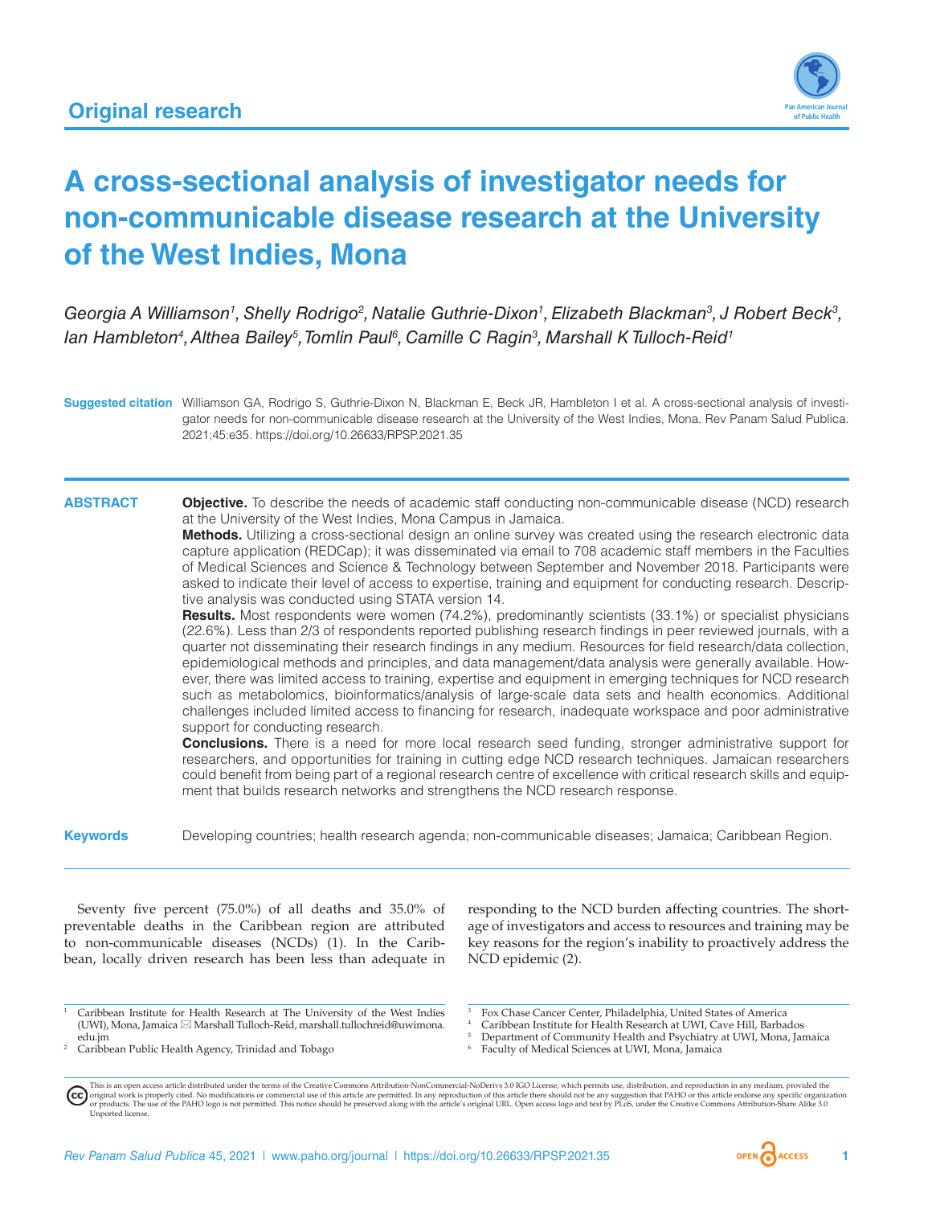Original research

# A cross-sectional analysis of investigator needs for non-communicable disease research at the University of the West Indies, Mona

*Georgia A Williamson[1], Shelly Rodrigo[2], Natalie Guthrie-Dixon[1], Elizabeth Blackman[3], J Robert Beck[3], Ian Hambleton[4], Althea Bailey[5], Tomlin Paul[6], Camille C Ragin[3], Marshall K Tulloch-Reid[1]*

**Suggested citation** Williamson GA, Rodrigo S, Guthrie-Dixon N, Blackman E, Beck JR, Hambleton I et al. A cross-sectional analysis of investigator needs for non-communicable disease research at the University of the West Indies, Mona. Rev Panam Salud Publica. 2021;45:e35. https://doi.org/10.26633/RPSP.2021.35

**ABSTRACT**

**Objective.** To describe the needs of academic staff conducting non-communicable disease (NCD) research at the University of the West Indies, Mona Campus in Jamaica.

**Methods.** Utilizing a cross-sectional design an online survey was created using the research electronic data capture application (REDCap); it was disseminated via email to 708 academic staff members in the Faculties of Medical Sciences and Science & Technology between September and November 2018. Participants were asked to indicate their level of access to expertise, training and equipment for conducting research. Descriptive analysis was conducted using STATA version 14.

**Results.** Most respondents were women (74.2%), predominantly scientists (33.1%) or specialist physicians (22.6%). Less than 2/3 of respondents reported publishing research findings in peer reviewed journals, with a quarter not disseminating their research findings in any medium. Resources for field research/data collection, epidemiological methods and principles, and data management/data analysis were generally available. However, there was limited access to training, expertise and equipment in emerging techniques for NCD research such as metabolomics, bioinformatics/analysis of large-scale data sets and health economics. Additional challenges included limited access to financing for research, inadequate workspace and poor administrative support for conducting research.

**Conclusions.** There is a need for more local research seed funding, stronger administrative support for researchers, and opportunities for training in cutting edge NCD research techniques. Jamaican researchers could benefit from being part of a regional research centre of excellence with critical research skills and equipment that builds research networks and strengthens the NCD research response.

**Keywords** Developing countries; health research agenda; non-communicable diseases; Jamaica; Caribbean Region.

Seventy five percent (75.0%) of all deaths and 35.0% of preventable deaths in the Caribbean region are attributed to non-communicable diseases (NCDs) (1). In the Caribbean, locally driven research has been less than adequate in responding to the NCD burden affecting countries. The shortage of investigators and access to resources and training may be key reasons for the region's inability to proactively address the NCD epidemic (2).

[1] Caribbean Institute for Health Research at The University of the West Indies (UWI), Mona, Jamaica ✉ Marshall Tulloch-Reid, marshall.tullochreid@uwimona.edu.jm
[2] Caribbean Public Health Agency, Trinidad and Tobago
[3] Fox Chase Cancer Center, Philadelphia, United States of America
[4] Caribbean Institute for Health Research at UWI, Cave Hill, Barbados
[5] Department of Community Health and Psychiatry at UWI, Mona, Jamaica
[6] Faculty of Medical Sciences at UWI, Mona, Jamaica

This is an open access article distributed under the terms of the Creative Commons Attribution-NonCommercial-NoDerivs 3.0 IGO License, which permits use, distribution, and reproduction in any medium, provided the original work is properly cited. No modifications or commercial use of this article are permitted. In any reproduction of this article there should not be any suggestion that PAHO or this article endorse any specific organization or products. The use of the PAHO logo is not permitted. This notice should be preserved along with the article's original URL. Open access logo and text by PLoS, under the Creative Commons Attribution-Share Alike 3.0 Unported license.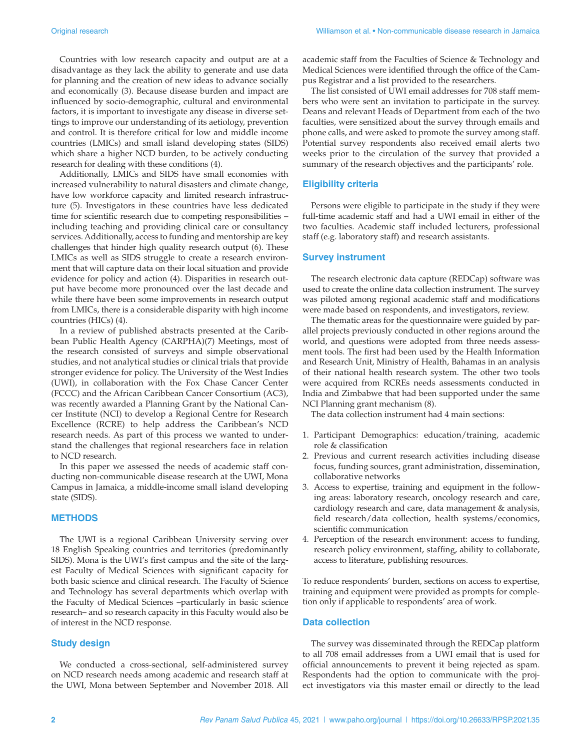Countries with low research capacity and output are at a disadvantage as they lack the ability to generate and use data for planning and the creation of new ideas to advance socially and economically (3). Because disease burden and impact are influenced by socio-demographic, cultural and environmental factors, it is important to investigate any disease in diverse settings to improve our understanding of its aetiology, prevention and control. It is therefore critical for low and middle income countries (LMICs) and small island developing states (SIDS) which share a higher NCD burden, to be actively conducting research for dealing with these conditions (4).

Additionally, LMICs and SIDS have small economies with increased vulnerability to natural disasters and climate change, have low workforce capacity and limited research infrastructure (5). Investigators in these countries have less dedicated time for scientific research due to competing responsibilities – including teaching and providing clinical care or consultancy services. Additionally, access to funding and mentorship are key challenges that hinder high quality research output (6). These LMICs as well as SIDS struggle to create a research environment that will capture data on their local situation and provide evidence for policy and action (4). Disparities in research output have become more pronounced over the last decade and while there have been some improvements in research output from LMICs, there is a considerable disparity with high income countries (HICs) (4).

In a review of published abstracts presented at the Caribbean Public Health Agency (CARPHA)(7) Meetings, most of the research consisted of surveys and simple observational studies, and not analytical studies or clinical trials that provide stronger evidence for policy. The University of the West Indies (UWI), in collaboration with the Fox Chase Cancer Center (FCCC) and the African Caribbean Cancer Consortium (AC3), was recently awarded a Planning Grant by the National Cancer Institute (NCI) to develop a Regional Centre for Research Excellence (RCRE) to help address the Caribbean's NCD research needs. As part of this process we wanted to understand the challenges that regional researchers face in relation to NCD research.

In this paper we assessed the needs of academic staff conducting non-communicable disease research at the UWI, Mona Campus in Jamaica, a middle-income small island developing state (SIDS).

## METHODS

The UWI is a regional Caribbean University serving over 18 English Speaking countries and territories (predominantly SIDS). Mona is the UWI's first campus and the site of the largest Faculty of Medical Sciences with significant capacity for both basic science and clinical research. The Faculty of Science and Technology has several departments which overlap with the Faculty of Medical Sciences –particularly in basic science research– and so research capacity in this Faculty would also be of interest in the NCD response.

### Study design

We conducted a cross-sectional, self-administered survey on NCD research needs among academic and research staff at the UWI, Mona between September and November 2018. All academic staff from the Faculties of Science & Technology and Medical Sciences were identified through the office of the Campus Registrar and a list provided to the researchers.

The list consisted of UWI email addresses for 708 staff members who were sent an invitation to participate in the survey. Deans and relevant Heads of Department from each of the two faculties, were sensitized about the survey through emails and phone calls, and were asked to promote the survey among staff. Potential survey respondents also received email alerts two weeks prior to the circulation of the survey that provided a summary of the research objectives and the participants' role.

### Eligibility criteria

Persons were eligible to participate in the study if they were full-time academic staff and had a UWI email in either of the two faculties. Academic staff included lecturers, professional staff (e.g. laboratory staff) and research assistants.

### Survey instrument

The research electronic data capture (REDCap) software was used to create the online data collection instrument. The survey was piloted among regional academic staff and modifications were made based on respondents, and investigators, review.

The thematic areas for the questionnaire were guided by parallel projects previously conducted in other regions around the world, and questions were adopted from three needs assessment tools. The first had been used by the Health Information and Research Unit, Ministry of Health, Bahamas in an analysis of their national health research system. The other two tools were acquired from RCREs needs assessments conducted in India and Zimbabwe that had been supported under the same NCI Planning grant mechanism (8).

The data collection instrument had 4 main sections:

1. Participant Demographics: education/training, academic role & classification
2. Previous and current research activities including disease focus, funding sources, grant administration, dissemination, collaborative networks
3. Access to expertise, training and equipment in the following areas: laboratory research, oncology research and care, cardiology research and care, data management & analysis, field research/data collection, health systems/economics, scientific communication
4. Perception of the research environment: access to funding, research policy environment, staffing, ability to collaborate, access to literature, publishing resources.

To reduce respondents' burden, sections on access to expertise, training and equipment were provided as prompts for completion only if applicable to respondents' area of work.

### Data collection

The survey was disseminated through the REDCap platform to all 708 email addresses from a UWI email that is used for official announcements to prevent it being rejected as spam. Respondents had the option to communicate with the project investigators via this master email or directly to the lead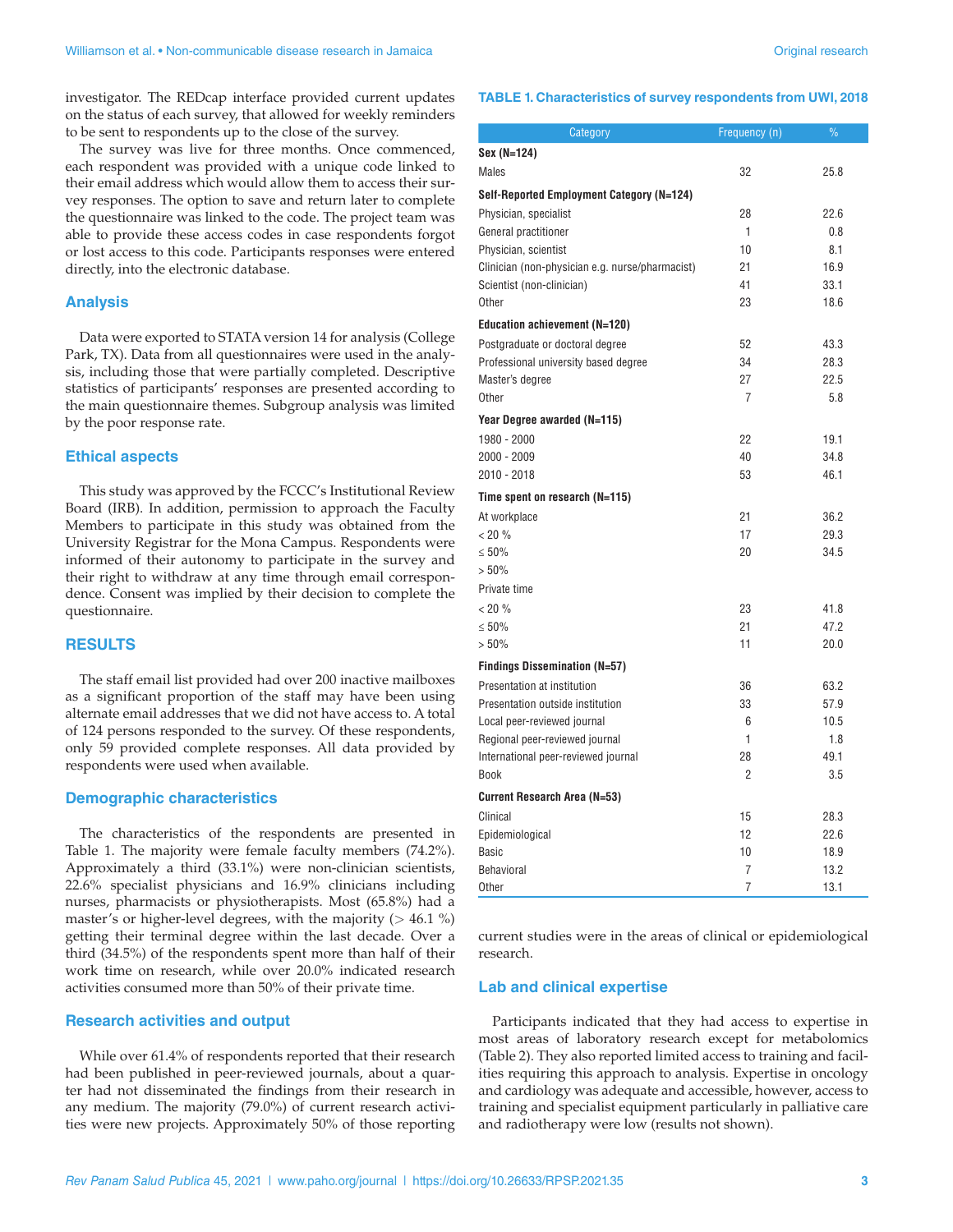investigator. The REDcap interface provided current updates on the status of each survey, that allowed for weekly reminders to be sent to respondents up to the close of the survey.

The survey was live for three months. Once commenced, each respondent was provided with a unique code linked to their email address which would allow them to access their survey responses. The option to save and return later to complete the questionnaire was linked to the code. The project team was able to provide these access codes in case respondents forgot or lost access to this code. Participants responses were entered directly, into the electronic database.

## Analysis

Data were exported to STATA version 14 for analysis (College Park, TX). Data from all questionnaires were used in the analysis, including those that were partially completed. Descriptive statistics of participants' responses are presented according to the main questionnaire themes. Subgroup analysis was limited by the poor response rate.

## Ethical aspects

This study was approved by the FCCC's Institutional Review Board (IRB). In addition, permission to approach the Faculty Members to participate in this study was obtained from the University Registrar for the Mona Campus. Respondents were informed of their autonomy to participate in the survey and their right to withdraw at any time through email correspondence. Consent was implied by their decision to complete the questionnaire.

## RESULTS

The staff email list provided had over 200 inactive mailboxes as a significant proportion of the staff may have been using alternate email addresses that we did not have access to. A total of 124 persons responded to the survey. Of these respondents, only 59 provided complete responses. All data provided by respondents were used when available.

## Demographic characteristics

The characteristics of the respondents are presented in Table 1. The majority were female faculty members (74.2%). Approximately a third (33.1%) were non-clinician scientists, 22.6% specialist physicians and 16.9% clinicians including nurses, pharmacists or physiotherapists. Most (65.8%) had a master's or higher-level degrees, with the majority (> 46.1 %) getting their terminal degree within the last decade. Over a third (34.5%) of the respondents spent more than half of their work time on research, while over 20.0% indicated research activities consumed more than 50% of their private time.

## Research activities and output

While over 61.4% of respondents reported that their research had been published in peer-reviewed journals, about a quarter had not disseminated the findings from their research in any medium. The majority (79.0%) of current research activities were new projects. Approximately 50% of those reporting current studies were in the areas of clinical or epidemiological research.

**TABLE 1. Characteristics of survey respondents from UWI, 2018**

| Category | Frequency (n) | % |
|---|---|---|
| **Sex (N=124)** | | |
| Males | 32 | 25.8 |
| **Self-Reported Employment Category (N=124)** | | |
| Physician, specialist | 28 | 22.6 |
| General practitioner | 1 | 0.8 |
| Physician, scientist | 10 | 8.1 |
| Clinician (non-physician e.g. nurse/pharmacist) | 21 | 16.9 |
| Scientist (non-clinician) | 41 | 33.1 |
| Other | 23 | 18.6 |
| **Education achievement (N=120)** | | |
| Postgraduate or doctoral degree | 52 | 43.3 |
| Professional university based degree | 34 | 28.3 |
| Master's degree | 27 | 22.5 |
| Other | 7 | 5.8 |
| **Year Degree awarded (N=115)** | | |
| 1980 - 2000 | 22 | 19.1 |
| 2000 - 2009 | 40 | 34.8 |
| 2010 - 2018 | 53 | 46.1 |
| **Time spent on research (N=115)** | | |
| At workplace | 21 | 36.2 |
| < 20 % | 17 | 29.3 |
| ≤ 50% | 20 | 34.5 |
| > 50% | | |
| Private time | | |
| < 20 % | 23 | 41.8 |
| ≤ 50% | 21 | 47.2 |
| > 50% | 11 | 20.0 |
| **Findings Dissemination (N=57)** | | |
| Presentation at institution | 36 | 63.2 |
| Presentation outside institution | 33 | 57.9 |
| Local peer-reviewed journal | 6 | 10.5 |
| Regional peer-reviewed journal | 1 | 1.8 |
| International peer-reviewed journal | 28 | 49.1 |
| Book | 2 | 3.5 |
| **Current Research Area (N=53)** | | |
| Clinical | 15 | 28.3 |
| Epidemiological | 12 | 22.6 |
| Basic | 10 | 18.9 |
| Behavioral | 7 | 13.2 |
| Other | 7 | 13.1 |

## Lab and clinical expertise

Participants indicated that they had access to expertise in most areas of laboratory research except for metabolomics (Table 2). They also reported limited access to training and facilities requiring this approach to analysis. Expertise in oncology and cardiology was adequate and accessible, however, access to training and specialist equipment particularly in palliative care and radiotherapy were low (results not shown).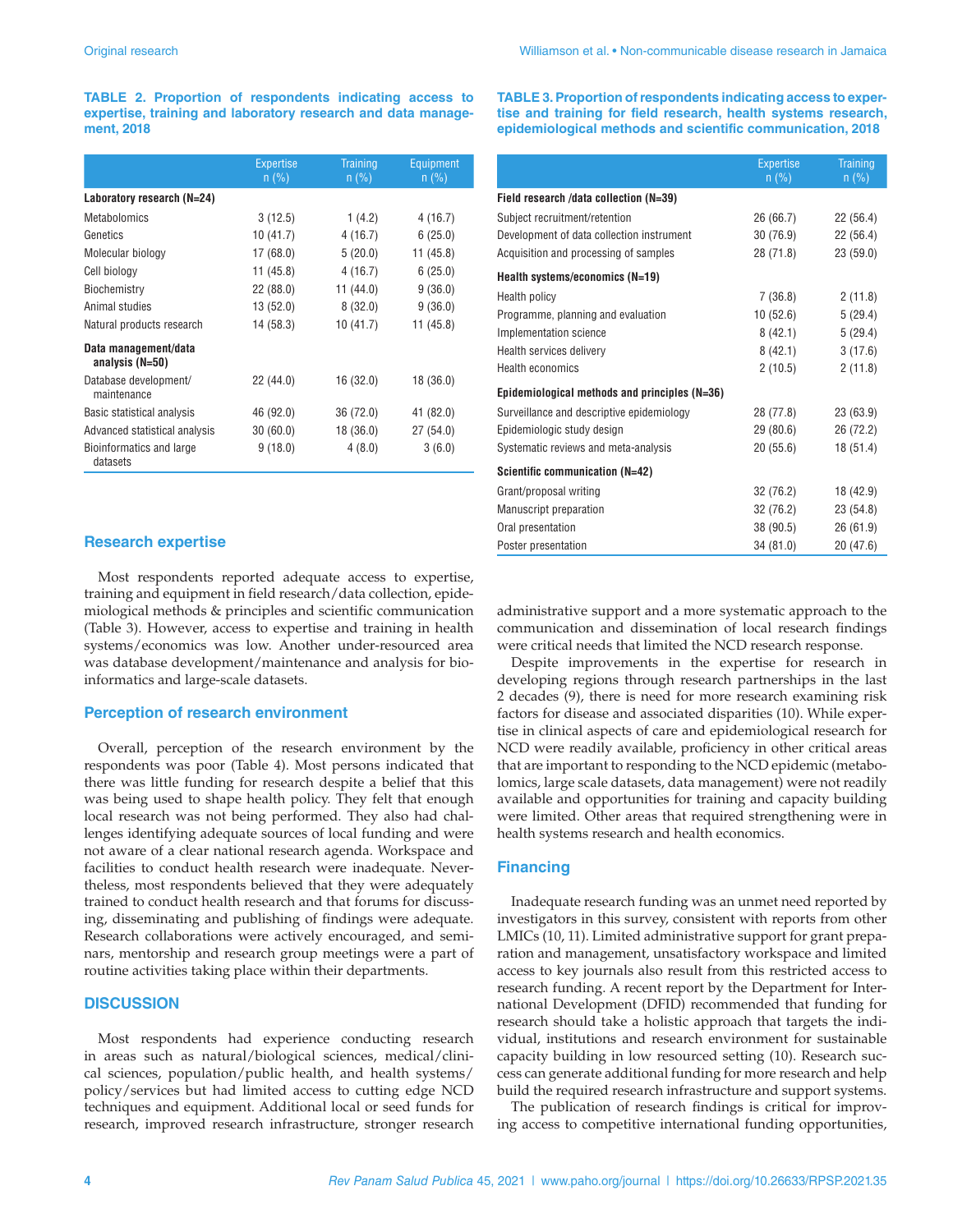**TABLE 2. Proportion of respondents indicating access to expertise, training and laboratory research and data management, 2018**

| | Expertise n (%) | Training n (%) | Equipment n (%) |
|---|---|---|---|
| **Laboratory research (N=24)** | | | |
| Metabolomics | 3 (12.5) | 1 (4.2) | 4 (16.7) |
| Genetics | 10 (41.7) | 4 (16.7) | 6 (25.0) |
| Molecular biology | 17 (68.0) | 5 (20.0) | 11 (45.8) |
| Cell biology | 11 (45.8) | 4 (16.7) | 6 (25.0) |
| Biochemistry | 22 (88.0) | 11 (44.0) | 9 (36.0) |
| Animal studies | 13 (52.0) | 8 (32.0) | 9 (36.0) |
| Natural products research | 14 (58.3) | 10 (41.7) | 11 (45.8) |
| **Data management/data analysis (N=50)** | | | |
| Database development/ maintenance | 22 (44.0) | 16 (32.0) | 18 (36.0) |
| Basic statistical analysis | 46 (92.0) | 36 (72.0) | 41 (82.0) |
| Advanced statistical analysis | 30 (60.0) | 18 (36.0) | 27 (54.0) |
| Bioinformatics and large datasets | 9 (18.0) | 4 (8.0) | 3 (6.0) |

**TABLE 3. Proportion of respondents indicating access to expertise and training for field research, health systems research, epidemiological methods and scientific communication, 2018**

| | Expertise n (%) | Training n (%) |
|---|---|---|
| **Field research /data collection (N=39)** | | |
| Subject recruitment/retention | 26 (66.7) | 22 (56.4) |
| Development of data collection instrument | 30 (76.9) | 22 (56.4) |
| Acquisition and processing of samples | 28 (71.8) | 23 (59.0) |
| **Health systems/economics (N=19)** | | |
| Health policy | 7 (36.8) | 2 (11.8) |
| Programme, planning and evaluation | 10 (52.6) | 5 (29.4) |
| Implementation science | 8 (42.1) | 5 (29.4) |
| Health services delivery | 8 (42.1) | 3 (17.6) |
| Health economics | 2 (10.5) | 2 (11.8) |
| **Epidemiological methods and principles (N=36)** | | |
| Surveillance and descriptive epidemiology | 28 (77.8) | 23 (63.9) |
| Epidemiologic study design | 29 (80.6) | 26 (72.2) |
| Systematic reviews and meta-analysis | 20 (55.6) | 18 (51.4) |
| **Scientific communication (N=42)** | | |
| Grant/proposal writing | 32 (76.2) | 18 (42.9) |
| Manuscript preparation | 32 (76.2) | 23 (54.8) |
| Oral presentation | 38 (90.5) | 26 (61.9) |
| Poster presentation | 34 (81.0) | 20 (47.6) |

## Research expertise

Most respondents reported adequate access to expertise, training and equipment in field research/data collection, epidemiological methods & principles and scientific communication (Table 3). However, access to expertise and training in health systems/economics was low. Another under-resourced area was database development/maintenance and analysis for bioinformatics and large-scale datasets.

## Perception of research environment

Overall, perception of the research environment by the respondents was poor (Table 4). Most persons indicated that there was little funding for research despite a belief that this was being used to shape health policy. They felt that enough local research was not being performed. They also had challenges identifying adequate sources of local funding and were not aware of a clear national research agenda. Workspace and facilities to conduct health research were inadequate. Nevertheless, most respondents believed that they were adequately trained to conduct health research and that forums for discussing, disseminating and publishing of findings were adequate. Research collaborations were actively encouraged, and seminars, mentorship and research group meetings were a part of routine activities taking place within their departments.

## DISCUSSION

Most respondents had experience conducting research in areas such as natural/biological sciences, medical/clinical sciences, population/public health, and health systems/policy/services but had limited access to cutting edge NCD techniques and equipment. Additional local or seed funds for research, improved research infrastructure, stronger research administrative support and a more systematic approach to the communication and dissemination of local research findings were critical needs that limited the NCD research response.

Despite improvements in the expertise for research in developing regions through research partnerships in the last 2 decades (9), there is need for more research examining risk factors for disease and associated disparities (10). While expertise in clinical aspects of care and epidemiological research for NCD were readily available, proficiency in other critical areas that are important to responding to the NCD epidemic (metabolomics, large scale datasets, data management) were not readily available and opportunities for training and capacity building were limited. Other areas that required strengthening were in health systems research and health economics.

## Financing

Inadequate research funding was an unmet need reported by investigators in this survey, consistent with reports from other LMICs (10, 11). Limited administrative support for grant preparation and management, unsatisfactory workspace and limited access to key journals also result from this restricted access to research funding. A recent report by the Department for International Development (DFID) recommended that funding for research should take a holistic approach that targets the individual, institutions and research environment for sustainable capacity building in low resourced setting (10). Research success can generate additional funding for more research and help build the required research infrastructure and support systems.

The publication of research findings is critical for improving access to competitive international funding opportunities,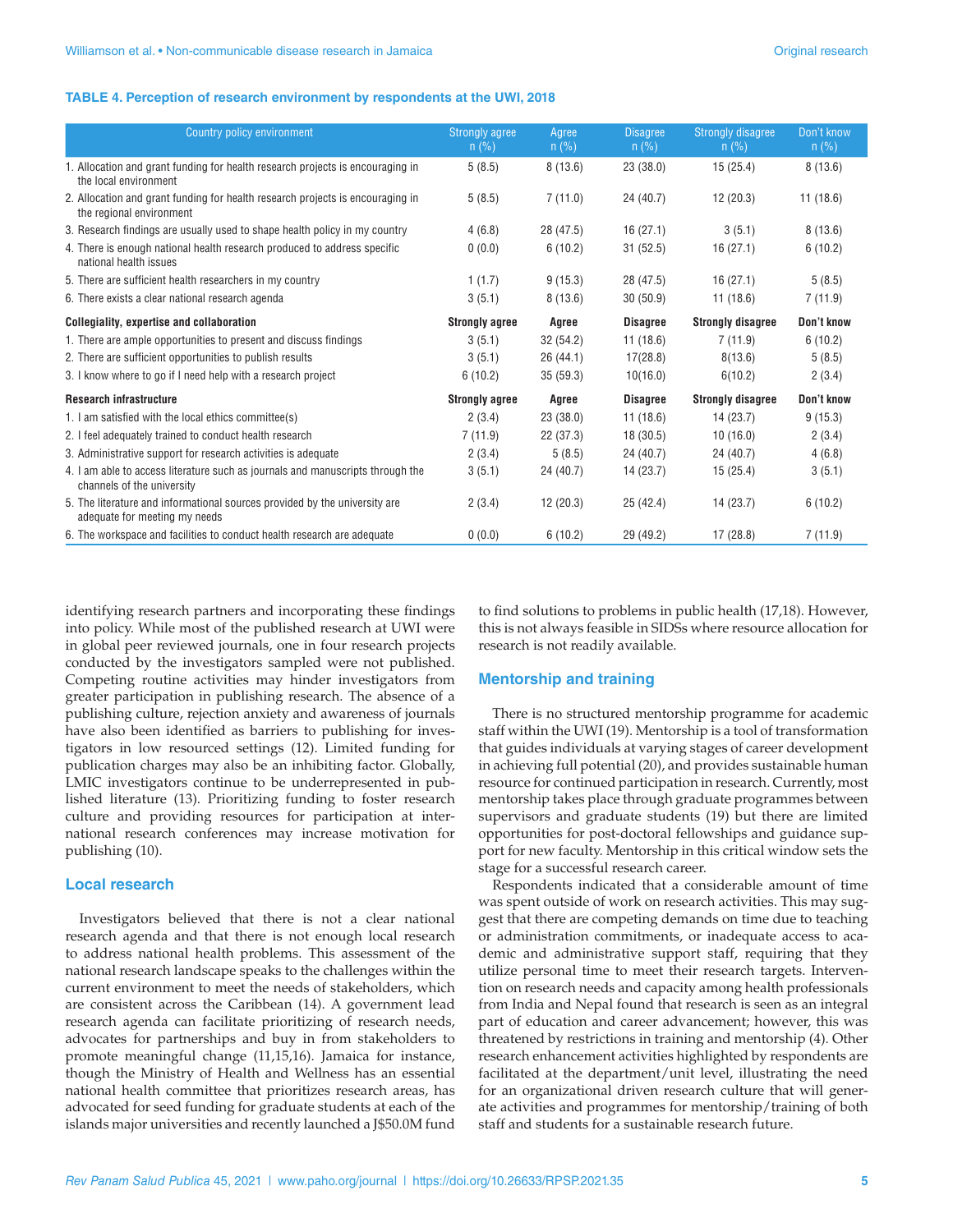**TABLE 4. Perception of research environment by respondents at the UWI, 2018**

| Country policy environment | Strongly agree n (%) | Agree n (%) | Disagree n (%) | Strongly disagree n (%) | Don't know n (%) |
|---|---|---|---|---|---|
| 1. Allocation and grant funding for health research projects is encouraging in the local environment | 5 (8.5) | 8 (13.6) | 23 (38.0) | 15 (25.4) | 8 (13.6) |
| 2. Allocation and grant funding for health research projects is encouraging in the regional environment | 5 (8.5) | 7 (11.0) | 24 (40.7) | 12 (20.3) | 11 (18.6) |
| 3. Research findings are usually used to shape health policy in my country | 4 (6.8) | 28 (47.5) | 16 (27.1) | 3 (5.1) | 8 (13.6) |
| 4. There is enough national health research produced to address specific national health issues | 0 (0.0) | 6 (10.2) | 31 (52.5) | 16 (27.1) | 6 (10.2) |
| 5. There are sufficient health researchers in my country | 1 (1.7) | 9 (15.3) | 28 (47.5) | 16 (27.1) | 5 (8.5) |
| 6. There exists a clear national research agenda | 3 (5.1) | 8 (13.6) | 30 (50.9) | 11 (18.6) | 7 (11.9) |
| **Collegiality, expertise and collaboration** | **Strongly agree** | **Agree** | **Disagree** | **Strongly disagree** | **Don't know** |
| 1. There are ample opportunities to present and discuss findings | 3 (5.1) | 32 (54.2) | 11 (18.6) | 7 (11.9) | 6 (10.2) |
| 2. There are sufficient opportunities to publish results | 3 (5.1) | 26 (44.1) | 17(28.8) | 8(13.6) | 5 (8.5) |
| 3. I know where to go if I need help with a research project | 6 (10.2) | 35 (59.3) | 10(16.0) | 6(10.2) | 2 (3.4) |
| **Research infrastructure** | **Strongly agree** | **Agree** | **Disagree** | **Strongly disagree** | **Don't know** |
| 1. I am satisfied with the local ethics committee(s) | 2 (3.4) | 23 (38.0) | 11 (18.6) | 14 (23.7) | 9 (15.3) |
| 2. I feel adequately trained to conduct health research | 7 (11.9) | 22 (37.3) | 18 (30.5) | 10 (16.0) | 2 (3.4) |
| 3. Administrative support for research activities is adequate | 2 (3.4) | 5 (8.5) | 24 (40.7) | 24 (40.7) | 4 (6.8) |
| 4. I am able to access literature such as journals and manuscripts through the channels of the university | 3 (5.1) | 24 (40.7) | 14 (23.7) | 15 (25.4) | 3 (5.1) |
| 5. The literature and informational sources provided by the university are adequate for meeting my needs | 2 (3.4) | 12 (20.3) | 25 (42.4) | 14 (23.7) | 6 (10.2) |
| 6. The workspace and facilities to conduct health research are adequate | 0 (0.0) | 6 (10.2) | 29 (49.2) | 17 (28.8) | 7 (11.9) |

identifying research partners and incorporating these findings into policy. While most of the published research at UWI were in global peer reviewed journals, one in four research projects conducted by the investigators sampled were not published. Competing routine activities may hinder investigators from greater participation in publishing research. The absence of a publishing culture, rejection anxiety and awareness of journals have also been identified as barriers to publishing for investigators in low resourced settings (12). Limited funding for publication charges may also be an inhibiting factor. Globally, LMIC investigators continue to be underrepresented in published literature (13). Prioritizing funding to foster research culture and providing resources for participation at international research conferences may increase motivation for publishing (10).

## Local research

Investigators believed that there is not a clear national research agenda and that there is not enough local research to address national health problems. This assessment of the national research landscape speaks to the challenges within the current environment to meet the needs of stakeholders, which are consistent across the Caribbean (14). A government lead research agenda can facilitate prioritizing of research needs, advocates for partnerships and buy in from stakeholders to promote meaningful change (11,15,16). Jamaica for instance, though the Ministry of Health and Wellness has an essential national health committee that prioritizes research areas, has advocated for seed funding for graduate students at each of the islands major universities and recently launched a J$50.0M fund to find solutions to problems in public health (17,18). However, this is not always feasible in SIDSs where resource allocation for research is not readily available.

## Mentorship and training

There is no structured mentorship programme for academic staff within the UWI (19). Mentorship is a tool of transformation that guides individuals at varying stages of career development in achieving full potential (20), and provides sustainable human resource for continued participation in research. Currently, most mentorship takes place through graduate programmes between supervisors and graduate students (19) but there are limited opportunities for post-doctoral fellowships and guidance support for new faculty. Mentorship in this critical window sets the stage for a successful research career.

Respondents indicated that a considerable amount of time was spent outside of work on research activities. This may suggest that there are competing demands on time due to teaching or administration commitments, or inadequate access to academic and administrative support staff, requiring that they utilize personal time to meet their research targets. Intervention on research needs and capacity among health professionals from India and Nepal found that research is seen as an integral part of education and career advancement; however, this was threatened by restrictions in training and mentorship (4). Other research enhancement activities highlighted by respondents are facilitated at the department/unit level, illustrating the need for an organizational driven research culture that will generate activities and programmes for mentorship/training of both staff and students for a sustainable research future.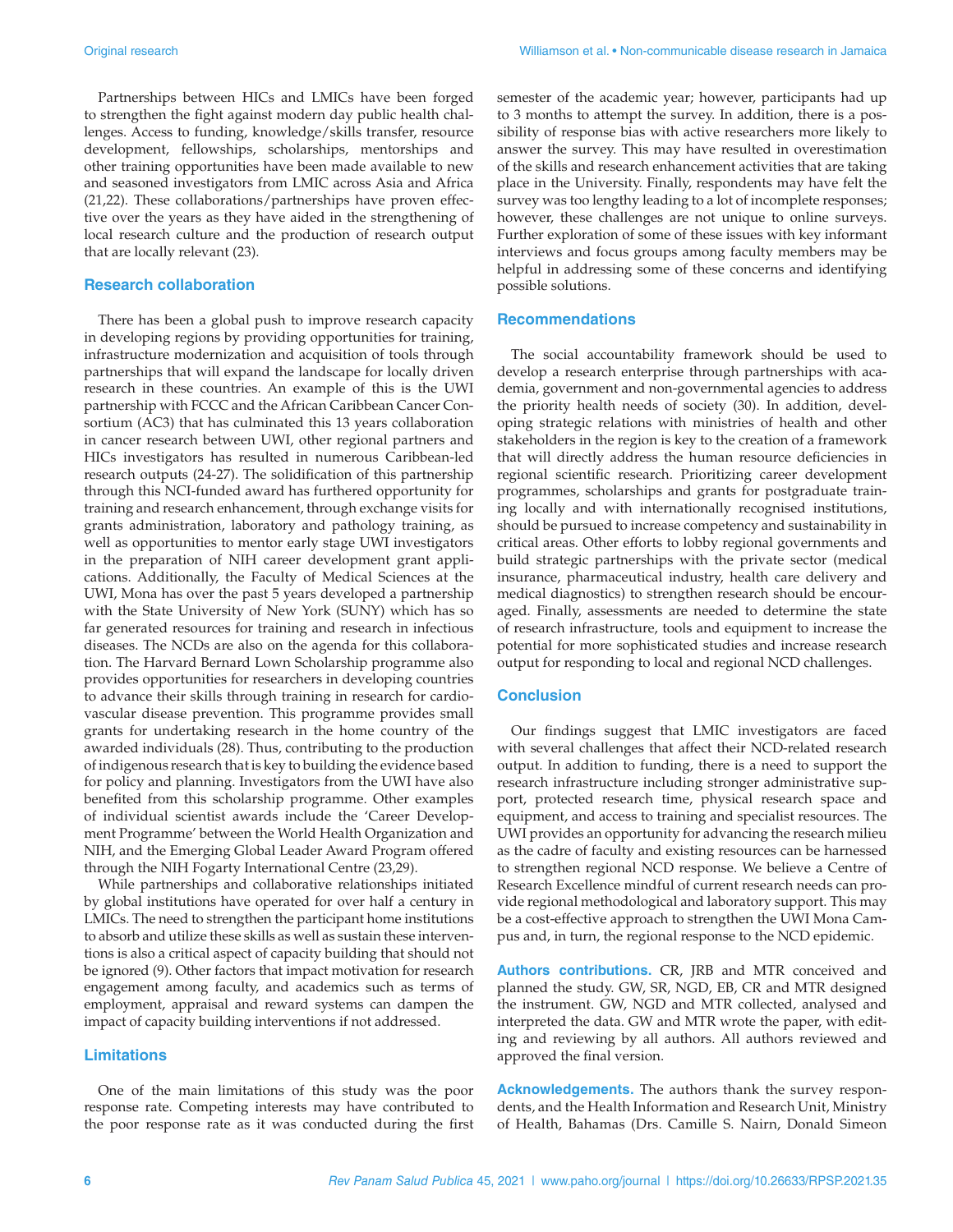Partnerships between HICs and LMICs have been forged to strengthen the fight against modern day public health challenges. Access to funding, knowledge/skills transfer, resource development, fellowships, scholarships, mentorships and other training opportunities have been made available to new and seasoned investigators from LMIC across Asia and Africa (21,22). These collaborations/partnerships have proven effective over the years as they have aided in the strengthening of local research culture and the production of research output that are locally relevant (23).

## Research collaboration

There has been a global push to improve research capacity in developing regions by providing opportunities for training, infrastructure modernization and acquisition of tools through partnerships that will expand the landscape for locally driven research in these countries. An example of this is the UWI partnership with FCCC and the African Caribbean Cancer Consortium (AC3) that has culminated this 13 years collaboration in cancer research between UWI, other regional partners and HICs investigators has resulted in numerous Caribbean-led research outputs (24-27). The solidification of this partnership through this NCI-funded award has furthered opportunity for training and research enhancement, through exchange visits for grants administration, laboratory and pathology training, as well as opportunities to mentor early stage UWI investigators in the preparation of NIH career development grant applications. Additionally, the Faculty of Medical Sciences at the UWI, Mona has over the past 5 years developed a partnership with the State University of New York (SUNY) which has so far generated resources for training and research in infectious diseases. The NCDs are also on the agenda for this collaboration. The Harvard Bernard Lown Scholarship programme also provides opportunities for researchers in developing countries to advance their skills through training in research for cardiovascular disease prevention. This programme provides small grants for undertaking research in the home country of the awarded individuals (28). Thus, contributing to the production of indigenous research that is key to building the evidence based for policy and planning. Investigators from the UWI have also benefited from this scholarship programme. Other examples of individual scientist awards include the 'Career Development Programme' between the World Health Organization and NIH, and the Emerging Global Leader Award Program offered through the NIH Fogarty International Centre (23,29).

While partnerships and collaborative relationships initiated by global institutions have operated for over half a century in LMICs. The need to strengthen the participant home institutions to absorb and utilize these skills as well as sustain these interventions is also a critical aspect of capacity building that should not be ignored (9). Other factors that impact motivation for research engagement among faculty, and academics such as terms of employment, appraisal and reward systems can dampen the impact of capacity building interventions if not addressed.

## Limitations

One of the main limitations of this study was the poor response rate. Competing interests may have contributed to the poor response rate as it was conducted during the first semester of the academic year; however, participants had up to 3 months to attempt the survey. In addition, there is a possibility of response bias with active researchers more likely to answer the survey. This may have resulted in overestimation of the skills and research enhancement activities that are taking place in the University. Finally, respondents may have felt the survey was too lengthy leading to a lot of incomplete responses; however, these challenges are not unique to online surveys. Further exploration of some of these issues with key informant interviews and focus groups among faculty members may be helpful in addressing some of these concerns and identifying possible solutions.

## Recommendations

The social accountability framework should be used to develop a research enterprise through partnerships with academia, government and non-governmental agencies to address the priority health needs of society (30). In addition, developing strategic relations with ministries of health and other stakeholders in the region is key to the creation of a framework that will directly address the human resource deficiencies in regional scientific research. Prioritizing career development programmes, scholarships and grants for postgraduate training locally and with internationally recognised institutions, should be pursued to increase competency and sustainability in critical areas. Other efforts to lobby regional governments and build strategic partnerships with the private sector (medical insurance, pharmaceutical industry, health care delivery and medical diagnostics) to strengthen research should be encouraged. Finally, assessments are needed to determine the state of research infrastructure, tools and equipment to increase the potential for more sophisticated studies and increase research output for responding to local and regional NCD challenges.

## Conclusion

Our findings suggest that LMIC investigators are faced with several challenges that affect their NCD-related research output. In addition to funding, there is a need to support the research infrastructure including stronger administrative support, protected research time, physical research space and equipment, and access to training and specialist resources. The UWI provides an opportunity for advancing the research milieu as the cadre of faculty and existing resources can be harnessed to strengthen regional NCD response. We believe a Centre of Research Excellence mindful of current research needs can provide regional methodological and laboratory support. This may be a cost-effective approach to strengthen the UWI Mona Campus and, in turn, the regional response to the NCD epidemic.

**Authors contributions.** CR, JRB and MTR conceived and planned the study. GW, SR, NGD, EB, CR and MTR designed the instrument. GW, NGD and MTR collected, analysed and interpreted the data. GW and MTR wrote the paper, with editing and reviewing by all authors. All authors reviewed and approved the final version.

**Acknowledgements.** The authors thank the survey respondents, and the Health Information and Research Unit, Ministry of Health, Bahamas (Drs. Camille S. Nairn, Donald Simeon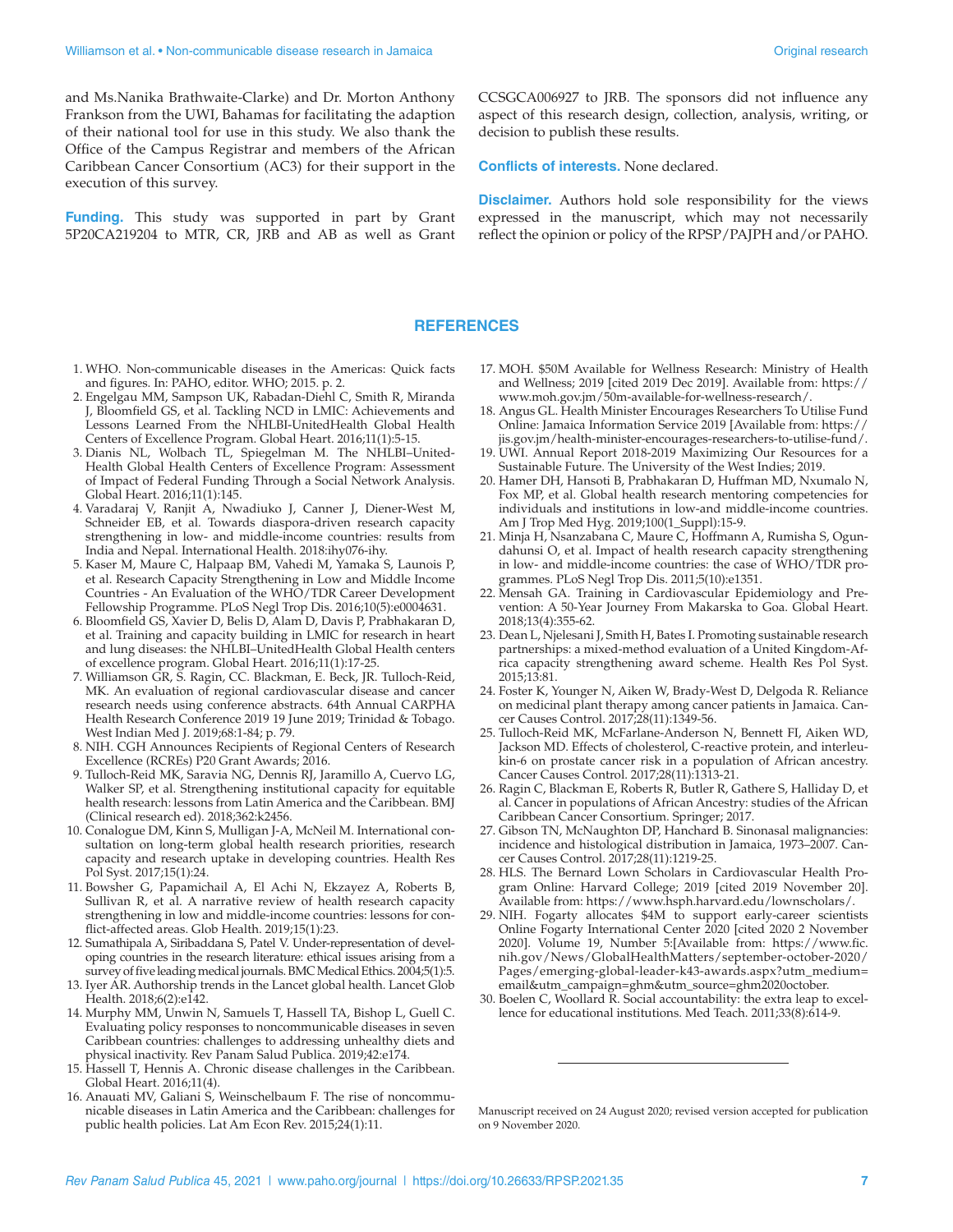and Ms.Nanika Brathwaite-Clarke) and Dr. Morton Anthony Frankson from the UWI, Bahamas for facilitating the adaption of their national tool for use in this study. We also thank the Office of the Campus Registrar and members of the African Caribbean Cancer Consortium (AC3) for their support in the execution of this survey.

**Funding.** This study was supported in part by Grant 5P20CA219204 to MTR, CR, JRB and AB as well as Grant CCSGCA006927 to JRB. The sponsors did not influence any aspect of this research design, collection, analysis, writing, or decision to publish these results.

**Conflicts of interests.** None declared.

**Disclaimer.** Authors hold sole responsibility for the views expressed in the manuscript, which may not necessarily reflect the opinion or policy of the RPSP/PAJPH and/or PAHO.

## REFERENCES

1. WHO. Non-communicable diseases in the Americas: Quick facts and figures. In: PAHO, editor. WHO; 2015. p. 2.
2. Engelgau MM, Sampson UK, Rabadan-Diehl C, Smith R, Miranda J, Bloomfield GS, et al. Tackling NCD in LMIC: Achievements and Lessons Learned From the NHLBI-UnitedHealth Global Health Centers of Excellence Program. Global Heart. 2016;11(1):5-15.
3. Dianis NL, Wolbach TL, Spiegelman M. The NHLBI–United-Health Global Health Centers of Excellence Program: Assessment of Impact of Federal Funding Through a Social Network Analysis. Global Heart. 2016;11(1):145.
4. Varadaraj V, Ranjit A, Nwadiuko J, Canner J, Diener-West M, Schneider EB, et al. Towards diaspora-driven research capacity strengthening in low- and middle-income countries: results from India and Nepal. International Health. 2018:ihy076-ihy.
5. Kaser M, Maure C, Halpaap BM, Vahedi M, Yamaka S, Launois P, et al. Research Capacity Strengthening in Low and Middle Income Countries - An Evaluation of the WHO/TDR Career Development Fellowship Programme. PLoS Negl Trop Dis. 2016;10(5):e0004631.
6. Bloomfield GS, Xavier D, Belis D, Alam D, Davis P, Prabhakaran D, et al. Training and capacity building in LMIC for research in heart and lung diseases: the NHLBI–UnitedHealth Global Health centers of excellence program. Global Heart. 2016;11(1):17-25.
7. Williamson GR, S. Ragin, CC. Blackman, E. Beck, JR. Tulloch-Reid, MK. An evaluation of regional cardiovascular disease and cancer research needs using conference abstracts. 64th Annual CARPHA Health Research Conference 2019 19 June 2019; Trinidad & Tobago. West Indian Med J. 2019;68:1-84; p. 79.
8. NIH. CGH Announces Recipients of Regional Centers of Research Excellence (RCREs) P20 Grant Awards; 2016.
9. Tulloch-Reid MK, Saravia NG, Dennis RJ, Jaramillo A, Cuervo LG, Walker SP, et al. Strengthening institutional capacity for equitable health research: lessons from Latin America and the Caribbean. BMJ (Clinical research ed). 2018;362:k2456.
10. Conalogue DM, Kinn S, Mulligan J-A, McNeil M. International consultation on long-term global health research priorities, research capacity and research uptake in developing countries. Health Res Pol Syst. 2017;15(1):24.
11. Bowsher G, Papamichail A, El Achi N, Ekzayez A, Roberts B, Sullivan R, et al. A narrative review of health research capacity strengthening in low and middle-income countries: lessons for conflict-affected areas. Glob Health. 2019;15(1):23.
12. Sumathipala A, Siribaddana S, Patel V. Under-representation of developing countries in the research literature: ethical issues arising from a survey of five leading medical journals. BMC Medical Ethics. 2004;5(1):5.
13. Iyer AR. Authorship trends in the Lancet global health. Lancet Glob Health. 2018;6(2):e142.
14. Murphy MM, Unwin N, Samuels T, Hassell TA, Bishop L, Guell C. Evaluating policy responses to noncommunicable diseases in seven Caribbean countries: challenges to addressing unhealthy diets and physical inactivity. Rev Panam Salud Publica. 2019;42:e174.
15. Hassell T, Hennis A. Chronic disease challenges in the Caribbean. Global Heart. 2016;11(4).
16. Anauati MV, Galiani S, Weinschelbaum F. The rise of noncommunicable diseases in Latin America and the Caribbean: challenges for public health policies. Lat Am Econ Rev. 2015;24(1):11.
17. MOH. $50M Available for Wellness Research: Ministry of Health and Wellness; 2019 [cited 2019 Dec 2019]. Available from: https://www.moh.gov.jm/50m-available-for-wellness-research/.
18. Angus GL. Health Minister Encourages Researchers To Utilise Fund Online: Jamaica Information Service 2019 [Available from: https://jis.gov.jm/health-minister-encourages-researchers-to-utilise-fund/.
19. UWI. Annual Report 2018-2019 Maximizing Our Resources for a Sustainable Future. The University of the West Indies; 2019.
20. Hamer DH, Hansoti B, Prabhakaran D, Huffman MD, Nxumalo N, Fox MP, et al. Global health research mentoring competencies for individuals and institutions in low-and middle-income countries. Am J Trop Med Hyg. 2019;100(1_Suppl):15-9.
21. Minja H, Nsanzabana C, Maure C, Hoffmann A, Rumisha S, Ogundahunsi O, et al. Impact of health research capacity strengthening in low- and middle-income countries: the case of WHO/TDR programmes. PLoS Negl Trop Dis. 2011;5(10):e1351.
22. Mensah GA. Training in Cardiovascular Epidemiology and Prevention: A 50-Year Journey From Makarska to Goa. Global Heart. 2018;13(4):355-62.
23. Dean L, Njelesani J, Smith H, Bates I. Promoting sustainable research partnerships: a mixed-method evaluation of a United Kingdom-Africa capacity strengthening award scheme. Health Res Pol Syst. 2015;13:81.
24. Foster K, Younger N, Aiken W, Brady-West D, Delgoda R. Reliance on medicinal plant therapy among cancer patients in Jamaica. Cancer Causes Control. 2017;28(11):1349-56.
25. Tulloch-Reid MK, McFarlane-Anderson N, Bennett FI, Aiken WD, Jackson MD. Effects of cholesterol, C-reactive protein, and interleukin-6 on prostate cancer risk in a population of African ancestry. Cancer Causes Control. 2017;28(11):1313-21.
26. Ragin C, Blackman E, Roberts R, Butler R, Gathere S, Halliday D, et al. Cancer in populations of African Ancestry: studies of the African Caribbean Cancer Consortium. Springer; 2017.
27. Gibson TN, McNaughton DP, Hanchard B. Sinonasal malignancies: incidence and histological distribution in Jamaica, 1973–2007. Cancer Causes Control. 2017;28(11):1219-25.
28. HLS. The Bernard Lown Scholars in Cardiovascular Health Program Online: Harvard College; 2019 [cited 2019 November 20]. Available from: https://www.hsph.harvard.edu/lownscholars/.
29. NIH. Fogarty allocates $4M to support early-career scientists Online Fogarty International Center 2020 [cited 2020 2 November 2020]. Volume 19, Number 5:[Available from: https://www.fic.nih.gov/News/GlobalHealthMatters/september-october-2020/Pages/emerging-global-leader-k43-awards.aspx?utm_medium=email&utm_campaign=ghm&utm_source=ghm2020october.
30. Boelen C, Woollard R. Social accountability: the extra leap to excellence for educational institutions. Med Teach. 2011;33(8):614-9.

---

Manuscript received on 24 August 2020; revised version accepted for publication on 9 November 2020.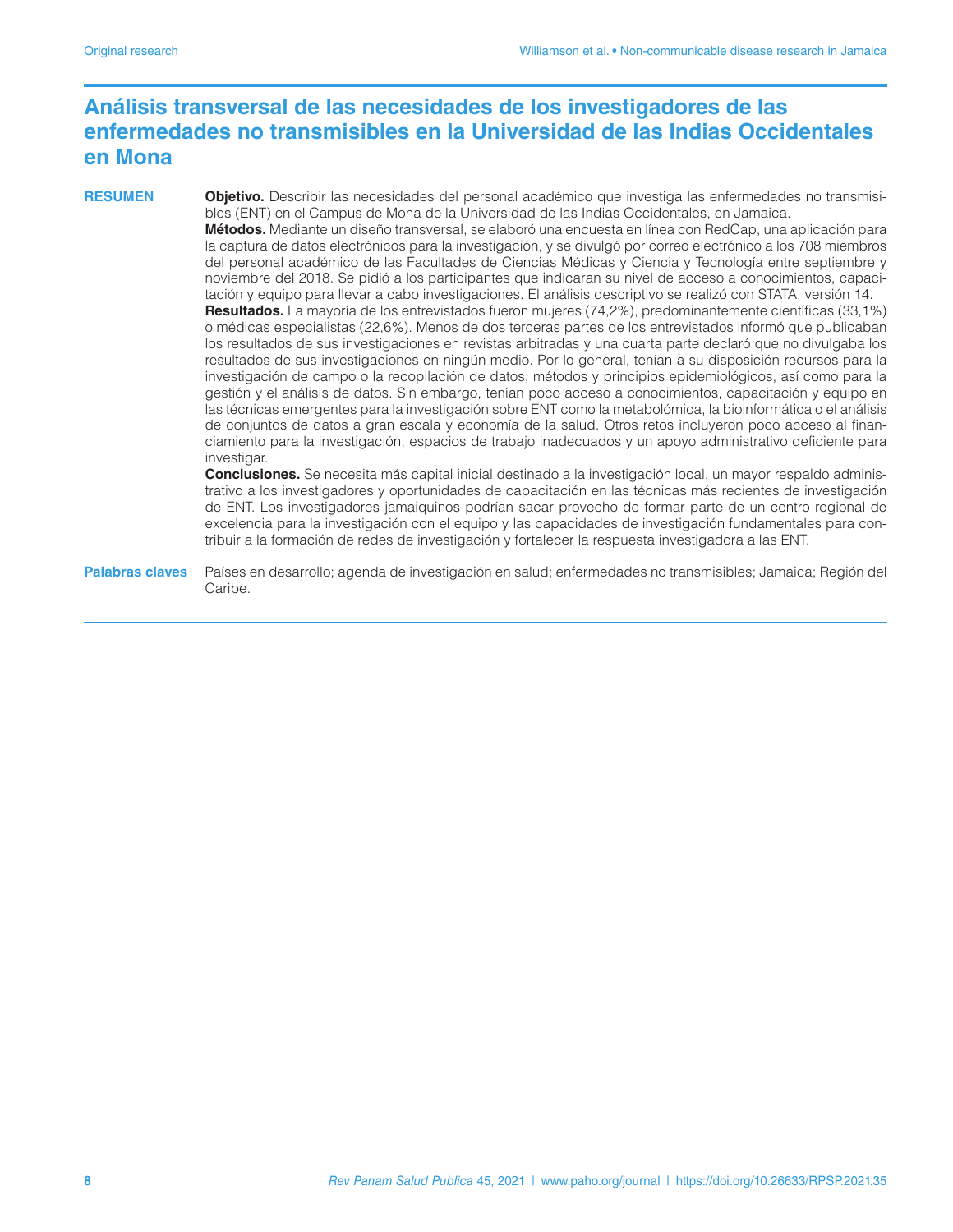# Análisis transversal de las necesidades de los investigadores de las enfermedades no transmisibles en la Universidad de las Indias Occidentales en Mona

**RESUMEN**

**Objetivo.** Describir las necesidades del personal académico que investiga las enfermedades no transmisibles (ENT) en el Campus de Mona de la Universidad de las Indias Occidentales, en Jamaica.

**Métodos.** Mediante un diseño transversal, se elaboró una encuesta en línea con RedCap, una aplicación para la captura de datos electrónicos para la investigación, y se divulgó por correo electrónico a los 708 miembros del personal académico de las Facultades de Ciencias Médicas y Ciencia y Tecnología entre septiembre y noviembre del 2018. Se pidió a los participantes que indicaran su nivel de acceso a conocimientos, capacitación y equipo para llevar a cabo investigaciones. El análisis descriptivo se realizó con STATA, versión 14.

**Resultados.** La mayoría de los entrevistados fueron mujeres (74,2%), predominantemente científicas (33,1%) o médicas especialistas (22,6%). Menos de dos terceras partes de los entrevistados informó que publicaban los resultados de sus investigaciones en revistas arbitradas y una cuarta parte declaró que no divulgaba los resultados de sus investigaciones en ningún medio. Por lo general, tenían a su disposición recursos para la investigación de campo o la recopilación de datos, métodos y principios epidemiológicos, así como para la gestión y el análisis de datos. Sin embargo, tenían poco acceso a conocimientos, capacitación y equipo en las técnicas emergentes para la investigación sobre ENT como la metabolómica, la bioinformática o el análisis de conjuntos de datos a gran escala y economía de la salud. Otros retos incluyeron poco acceso al financiamiento para la investigación, espacios de trabajo inadecuados y un apoyo administrativo deficiente para investigar.

**Conclusiones.** Se necesita más capital inicial destinado a la investigación local, un mayor respaldo administrativo a los investigadores y oportunidades de capacitación en las técnicas más recientes de investigación de ENT. Los investigadores jamaiquinos podrían sacar provecho de formar parte de un centro regional de excelencia para la investigación con el equipo y las capacidades de investigación fundamentales para contribuir a la formación de redes de investigación y fortalecer la respuesta investigadora a las ENT.

**Palabras claves** Países en desarrollo; agenda de investigación en salud; enfermedades no transmisibles; Jamaica; Región del Caribe.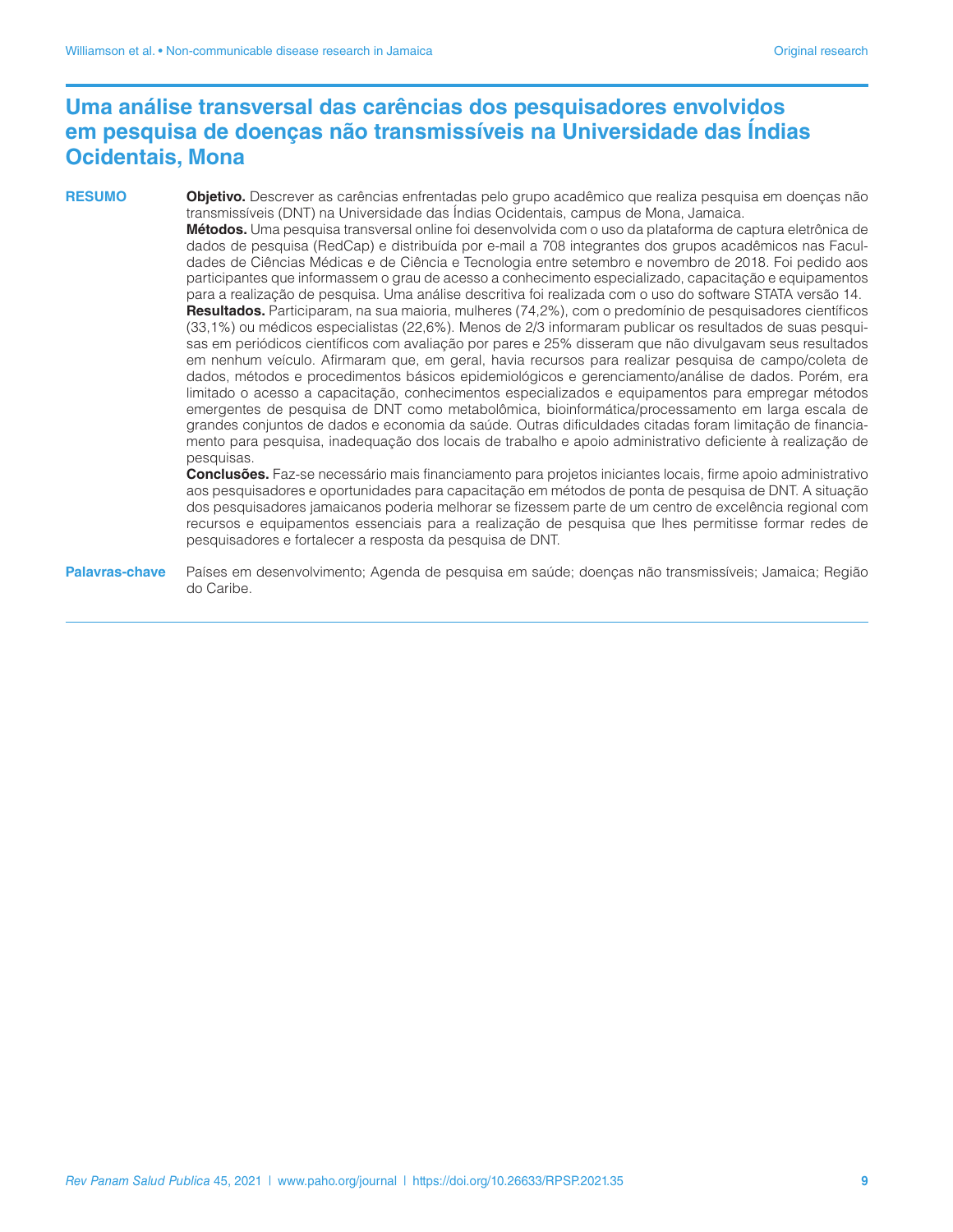# Uma análise transversal das carências dos pesquisadores envolvidos em pesquisa de doenças não transmissíveis na Universidade das Índias Ocidentais, Mona

**RESUMO**

**Objetivo.** Descrever as carências enfrentadas pelo grupo acadêmico que realiza pesquisa em doenças não transmissíveis (DNT) na Universidade das Índias Ocidentais, campus de Mona, Jamaica.

**Métodos.** Uma pesquisa transversal online foi desenvolvida com o uso da plataforma de captura eletrônica de dados de pesquisa (RedCap) e distribuída por e-mail a 708 integrantes dos grupos acadêmicos nas Faculdades de Ciências Médicas e de Ciência e Tecnologia entre setembro e novembro de 2018. Foi pedido aos participantes que informassem o grau de acesso a conhecimento especializado, capacitação e equipamentos para a realização de pesquisa. Uma análise descritiva foi realizada com o uso do software STATA versão 14.

**Resultados.** Participaram, na sua maioria, mulheres (74,2%), com o predomínio de pesquisadores científicos (33,1%) ou médicos especialistas (22,6%). Menos de 2/3 informaram publicar os resultados de suas pesquisas em periódicos científicos com avaliação por pares e 25% disseram que não divulgavam seus resultados em nenhum veículo. Afirmaram que, em geral, havia recursos para realizar pesquisa de campo/coleta de dados, métodos e procedimentos básicos epidemiológicos e gerenciamento/análise de dados. Porém, era limitado o acesso a capacitação, conhecimentos especializados e equipamentos para empregar métodos emergentes de pesquisa de DNT como metabolômica, bioinformática/processamento em larga escala de grandes conjuntos de dados e economia da saúde. Outras dificuldades citadas foram limitação de financiamento para pesquisa, inadequação dos locais de trabalho e apoio administrativo deficiente à realização de pesquisas.

**Conclusões.** Faz-se necessário mais financiamento para projetos iniciantes locais, firme apoio administrativo aos pesquisadores e oportunidades para capacitação em métodos de ponta de pesquisa de DNT. A situação dos pesquisadores jamaicanos poderia melhorar se fizessem parte de um centro de excelência regional com recursos e equipamentos essenciais para a realização de pesquisa que lhes permitisse formar redes de pesquisadores e fortalecer a resposta da pesquisa de DNT.

**Palavras-chave** Países em desenvolvimento; Agenda de pesquisa em saúde; doenças não transmissíveis; Jamaica; Região do Caribe.